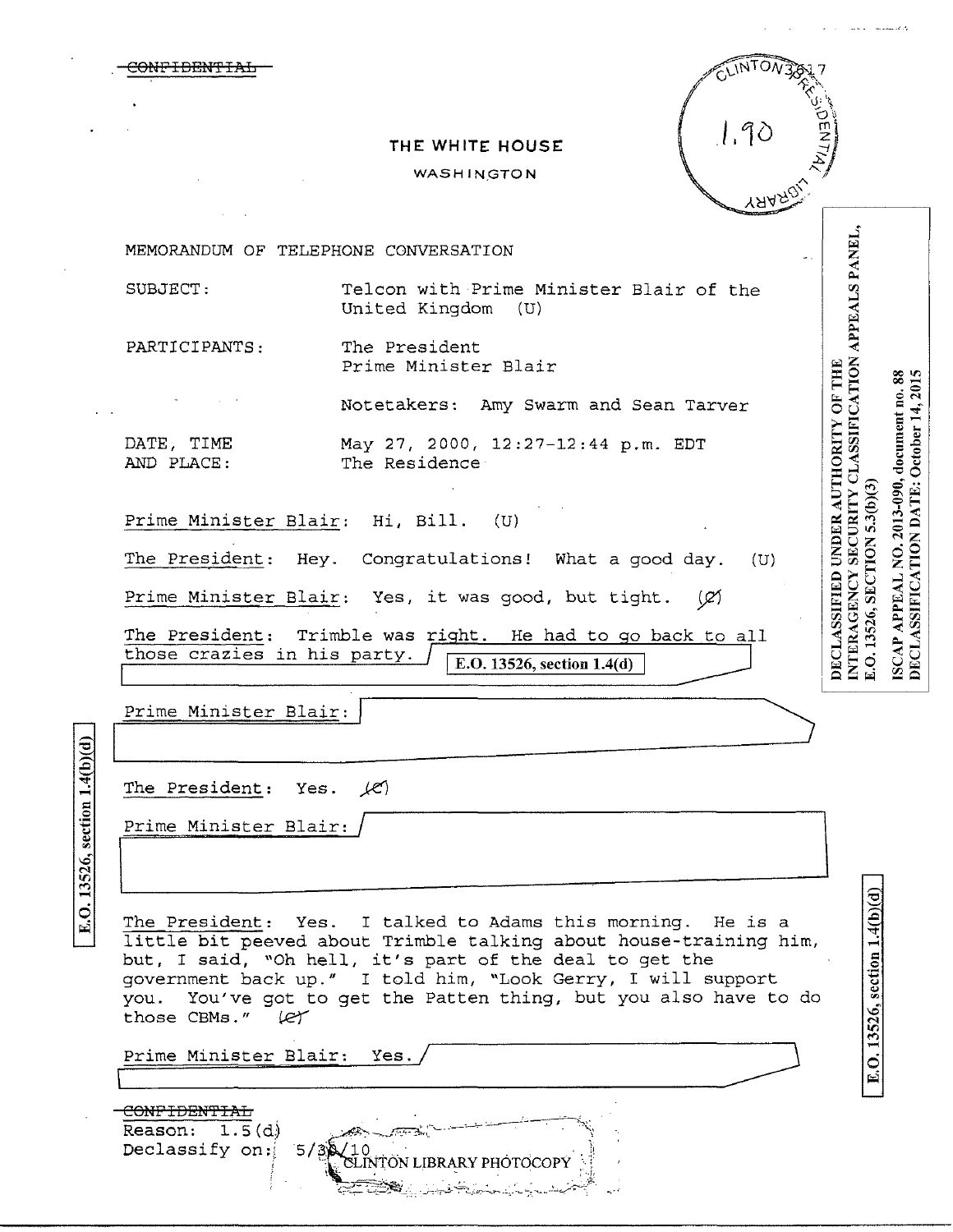~~CONFIDENTIAL~~

CLINTON 3917 PRESIDENTIAL LIBRARY 1.90

THE WHITE HOUSE

WASHINGTON

DECLASSIFIED UNDER AUTHORITY OF THE INTERAGENCY SECURITY CLASSIFICATION APPEALS PANEL, E.O. 13526, SECTION 5.3(b)(3)

ISCAP APPEAL NO. 2013-090, document no. 88
DECLASSIFICATION DATE: October 14, 2015

MEMORANDUM OF TELEPHONE CONVERSATION

SUBJECT: Telcon with Prime Minister Blair of the United Kingdom (U)

PARTICIPANTS: The President
Prime Minister Blair

Notetakers: Amy Swarm and Sean Tarver

DATE, TIME AND PLACE: May 27, 2000, 12:27-12:44 p.m. EDT
The Residence

Prime Minister Blair: Hi, Bill. (U)

The President: Hey. Congratulations! What a good day. (U)

Prime Minister Blair: Yes, it was good, but tight. (C)

The President: Trimble was right. He had to go back to all those crazies in his party. [E.O. 13526, section 1.4(d)]

Prime Minister Blair: [redacted]

E.O. 13526, section 1.4(b)(d)

The President: Yes. (C)

Prime Minister Blair: [redacted]

The President: Yes. I talked to Adams this morning. He is a little bit peeved about Trimble talking about house-training him, but, I said, "Oh hell, it's part of the deal to get the government back up." I told him, "Look Gerry, I will support you. You've got to get the Patten thing, but you also have to do those CBMs." (C)

Prime Minister Blair: Yes. [redacted]

E.O. 13526, section 1.4(b)(d)

~~CONFIDENTIAL~~
Reason: 1.5(d)
Declassify on: 5/30/10

CLINTON LIBRARY PHOTOCOPY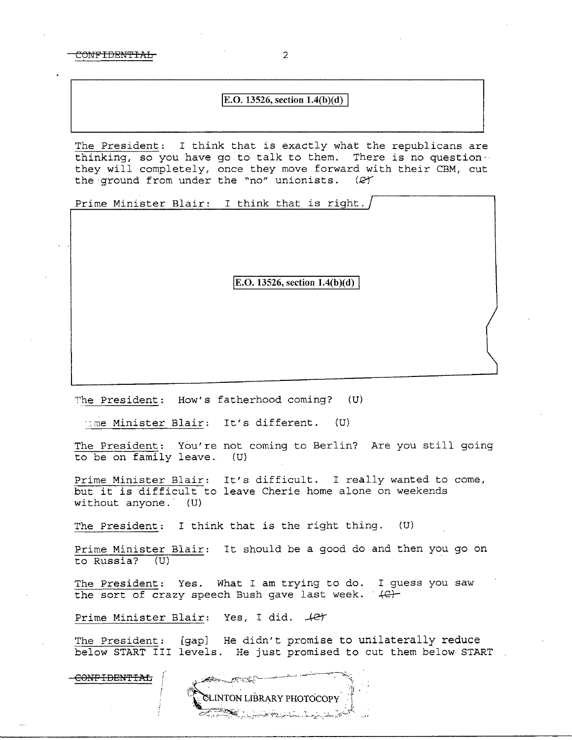E.O. 13526, section 1.4(b)(d)

The President: I think that is exactly what the republicans are thinking, so you have go to talk to them. There is no question they will completely, once they move forward with their CBM, cut the ground from under the "no" unionists. (C)

Prime Minister Blair: I think that is right.

E.O. 13526, section 1.4(b)(d)

The President: How's fatherhood coming? (U)

Prime Minister Blair: It's different. (U)

The President: You're not coming to Berlin? Are you still going to be on family leave. (U)

Prime Minister Blair: It's difficult. I really wanted to come, but it is difficult to leave Cherie home alone on weekends without anyone. (U)

The President: I think that is the right thing. (U)

Prime Minister Blair: It should be a good do and then you go on to Russia? (U)

The President: Yes. What I am trying to do. I guess you saw the sort of crazy speech Bush gave last week. (C)

Prime Minister Blair: Yes, I did. (C)

The President: [gap] He didn't promise to unilaterally reduce below START III levels. He just promised to cut them below START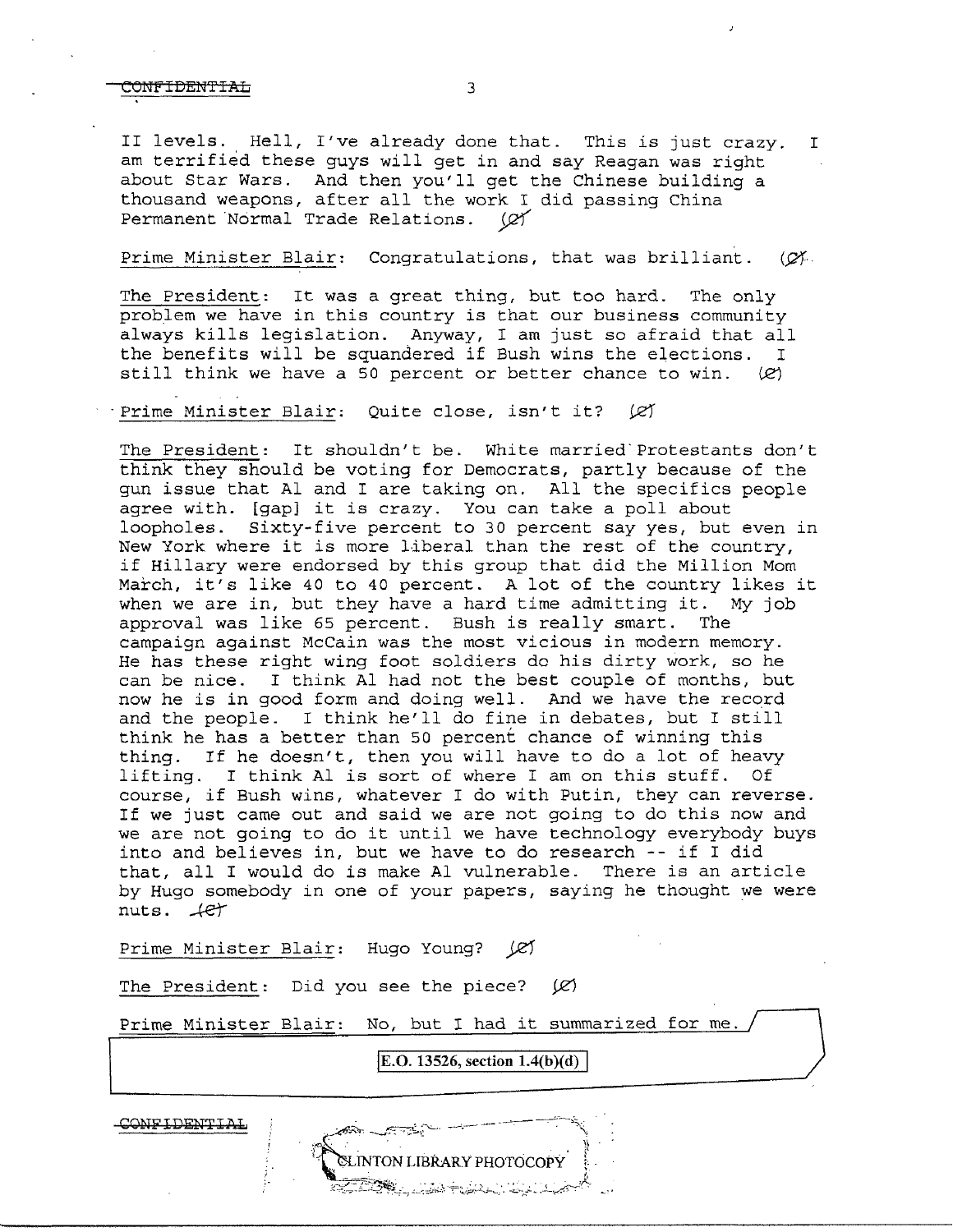II levels. Hell, I've already done that. This is just crazy. I am terrified these guys will get in and say Reagan was right about Star Wars. And then you'll get the Chinese building a thousand weapons, after all the work I did passing China Permanent Normal Trade Relations. (C)

Prime Minister Blair: Congratulations, that was brilliant. (C)

The President: It was a great thing, but too hard. The only problem we have in this country is that our business community always kills legislation. Anyway, I am just so afraid that all the benefits will be squandered if Bush wins the elections. I still think we have a 50 percent or better chance to win. (C)

Prime Minister Blair: Quite close, isn't it? (C)

The President: It shouldn't be. White married Protestants don't think they should be voting for Democrats, partly because of the gun issue that Al and I are taking on. All the specifics people agree with. [gap] it is crazy. You can take a poll about loopholes. Sixty-five percent to 30 percent say yes, but even in New York where it is more liberal than the rest of the country, if Hillary were endorsed by this group that did the Million Mom March, it's like 40 to 40 percent. A lot of the country likes it when we are in, but they have a hard time admitting it. My job approval was like 65 percent. Bush is really smart. The campaign against McCain was the most vicious in modern memory. He has these right wing foot soldiers do his dirty work, so he can be nice. I think Al had not the best couple of months, but now he is in good form and doing well. And we have the record and the people. I think he'll do fine in debates, but I still think he has a better than 50 percent chance of winning this thing. If he doesn't, then you will have to do a lot of heavy lifting. I think Al is sort of where I am on this stuff. Of course, if Bush wins, whatever I do with Putin, they can reverse. If we just came out and said we are not going to do this now and we are not going to do it until we have technology everybody buys into and believes in, but we have to do research -- if I did that, all I would do is make Al vulnerable. There is an article by Hugo somebody in one of your papers, saying he thought we were nuts. (C)

Prime Minister Blair: Hugo Young? (C)

The President: Did you see the piece? (C)

Prime Minister Blair: No, but I had it summarized for me.

E.O. 13526, section 1.4(b)(d)

CLINTON LIBRARY PHOTOCOPY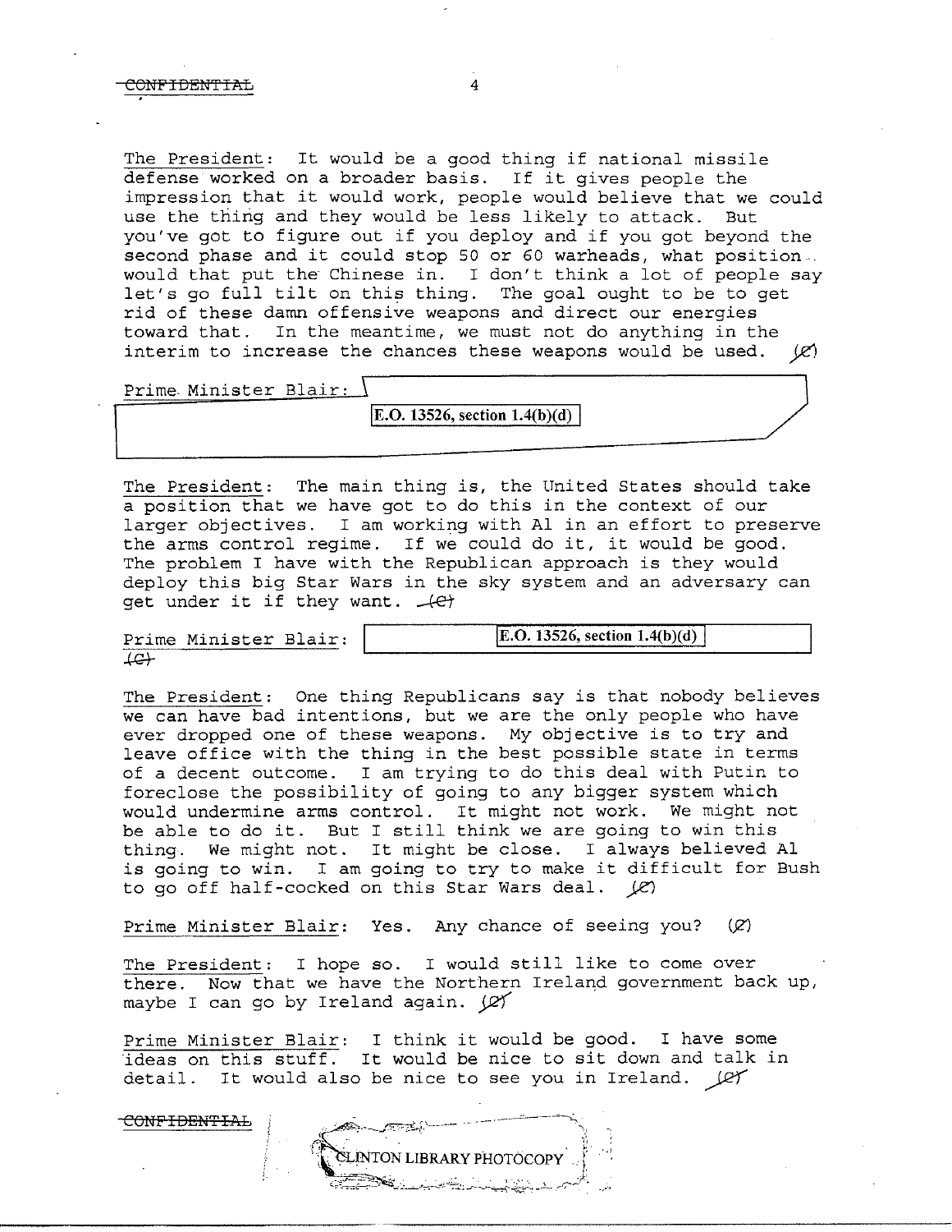The President: It would be a good thing if national missile defense worked on a broader basis. If it gives people the impression that it would work, people would believe that we could use the thing and they would be less likely to attack. But you've got to figure out if you deploy and if you got beyond the second phase and it could stop 50 or 60 warheads, what position would that put the Chinese in. I don't think a lot of people say let's go full tilt on this thing. The goal ought to be to get rid of these damn offensive weapons and direct our energies toward that. In the meantime, we must not do anything in the interim to increase the chances these weapons would be used. (C)

Prime Minister Blair: E.O. 13526, section 1.4(b)(d)

The President: The main thing is, the United States should take a position that we have got to do this in the context of our larger objectives. I am working with Al in an effort to preserve the arms control regime. If we could do it, it would be good. The problem I have with the Republican approach is they would deploy this big Star Wars in the sky system and an adversary can get under it if they want. (C)

Prime Minister Blair: E.O. 13526, section 1.4(b)(d) (C)

The President: One thing Republicans say is that nobody believes we can have bad intentions, but we are the only people who have ever dropped one of these weapons. My objective is to try and leave office with the thing in the best possible state in terms of a decent outcome. I am trying to do this deal with Putin to foreclose the possibility of going to any bigger system which would undermine arms control. It might not work. We might not be able to do it. But I still think we are going to win this thing. We might not. It might be close. I always believed Al is going to win. I am going to try to make it difficult for Bush to go off half-cocked on this Star Wars deal. (C)

Prime Minister Blair: Yes. Any chance of seeing you? (C)

The President: I hope so. I would still like to come over there. Now that we have the Northern Ireland government back up, maybe I can go by Ireland again. (C)

Prime Minister Blair: I think it would be good. I have some ideas on this stuff. It would be nice to sit down and talk in detail. It would also be nice to see you in Ireland. (C)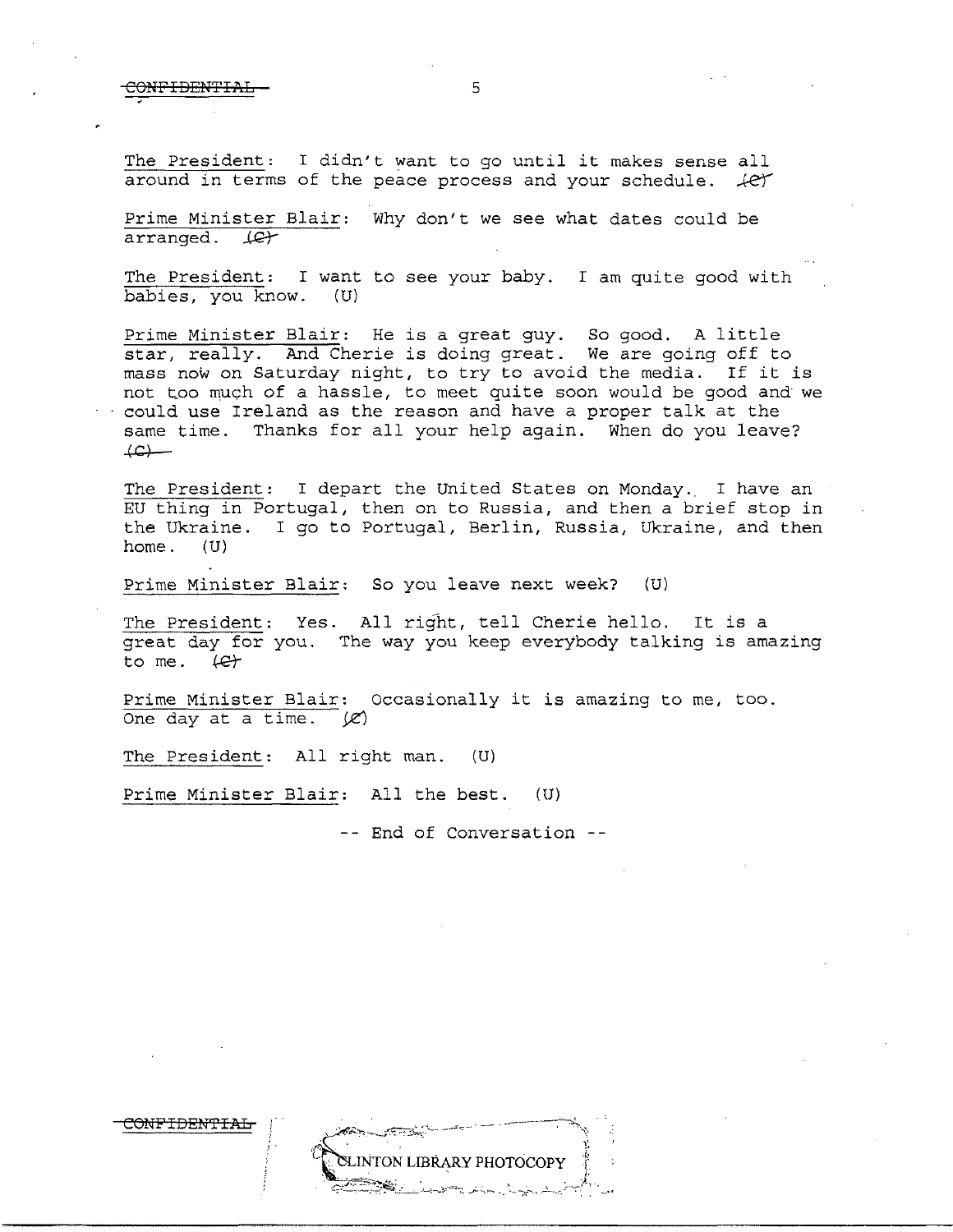The President: I didn't want to go until it makes sense all around in terms of the peace process and your schedule. (C)

Prime Minister Blair: Why don't we see what dates could be arranged. (C)

The President: I want to see your baby. I am quite good with babies, you know. (U)

Prime Minister Blair: He is a great guy. So good. A little star, really. And Cherie is doing great. We are going off to mass now on Saturday night, to try to avoid the media. If it is not too much of a hassle, to meet quite soon would be good and we could use Ireland as the reason and have a proper talk at the same time. Thanks for all your help again. When do you leave? (C)

The President: I depart the United States on Monday. I have an EU thing in Portugal, then on to Russia, and then a brief stop in the Ukraine. I go to Portugal, Berlin, Russia, Ukraine, and then home. (U)

Prime Minister Blair: So you leave next week? (U)

The President: Yes. All right, tell Cherie hello. It is a great day for you. The way you keep everybody talking is amazing to me. (C)

Prime Minister Blair: Occasionally it is amazing to me, too. One day at a time. (C)

The President: All right man. (U)

Prime Minister Blair: All the best. (U)

-- End of Conversation --

CLINTON LIBRARY PHOTOCOPY